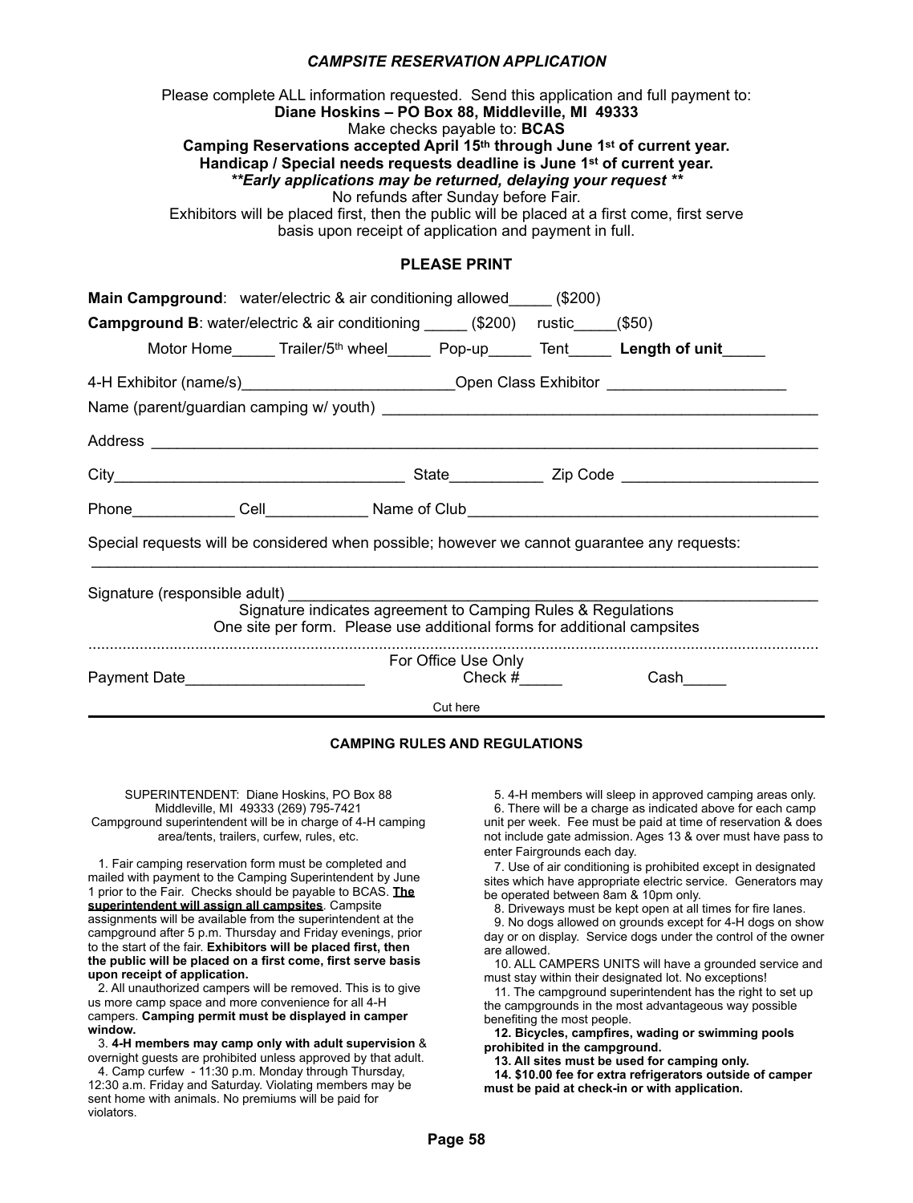## *CAMPSITE RESERVATION APPLICATION*

Please complete ALL information requested. Send this application and full payment to:
**Diane Hoskins – PO Box 88, Middleville, MI 49333**
Make checks payable to: **BCAS**
**Camping Reservations accepted April 15th through June 1st of current year.**
**Handicap / Special needs requests deadline is June 1st of current year.**
***\*\*Early applications may be returned, delaying your request \*\****
No refunds after Sunday before Fair.
Exhibitors will be placed first, then the public will be placed at a first come, first serve basis upon receipt of application and payment in full.

**PLEASE PRINT**

**Main Campground**: water/electric & air conditioning allowed_____ ($200)

**Campground B**: water/electric & air conditioning _____ ($200) rustic_____($50)

Motor Home_____ Trailer/5th wheel_____ Pop-up_____ Tent_____ **Length of unit**_____

4-H Exhibitor (name/s)_________________________Open Class Exhibitor _____________________

Name (parent/guardian camping w/ youth) ___________________________________________________

Address ___________________________________________________________________________

City__________________________________ State___________ Zip Code ______________________

Phone____________ Cell____________ Name of Club_________________________________________

Special requests will be considered when possible; however we cannot guarantee any requests:
_______________________________________________________________________________

Signature (responsible adult) ___________________________________________________________

Signature indicates agreement to Camping Rules & Regulations
One site per form. Please use additional forms for additional campsites

For Office Use Only

Payment Date_____________________ Check #_____ Cash_____

Cut here

---

### CAMPING RULES AND REGULATIONS

SUPERINTENDENT: Diane Hoskins, PO Box 88
Middleville, MI 49333 (269) 795-7421
Campground superintendent will be in charge of 4-H camping area/tents, trailers, curfew, rules, etc.

1. Fair camping reservation form must be completed and mailed with payment to the Camping Superintendent by June 1 prior to the Fair. Checks should be payable to BCAS. **The superintendent will assign all campsites**. Campsite assignments will be available from the superintendent at the campground after 5 p.m. Thursday and Friday evenings, prior to the start of the fair. **Exhibitors will be placed first, then the public will be placed on a first come, first serve basis upon receipt of application.**
2. All unauthorized campers will be removed. This is to give us more camp space and more convenience for all 4-H campers. **Camping permit must be displayed in camper window.**
3. **4-H members may camp only with adult supervision** & overnight guests are prohibited unless approved by that adult.
4. Camp curfew - 11:30 p.m. Monday through Thursday, 12:30 a.m. Friday and Saturday. Violating members may be sent home with animals. No premiums will be paid for violators.
5. 4-H members will sleep in approved camping areas only.
6. There will be a charge as indicated above for each camp unit per week. Fee must be paid at time of reservation & does not include gate admission. Ages 13 & over must have pass to enter Fairgrounds each day.
7. Use of air conditioning is prohibited except in designated sites which have appropriate electric service. Generators may be operated between 8am & 10pm only.
8. Driveways must be kept open at all times for fire lanes.
9. No dogs allowed on grounds except for 4-H dogs on show day or on display. Service dogs under the control of the owner are allowed.
10. ALL CAMPERS UNITS will have a grounded service and must stay within their designated lot. No exceptions!
11. The campground superintendent has the right to set up the campgrounds in the most advantageous way possible benefiting the most people.
12. **Bicycles, campfires, wading or swimming pools prohibited in the campground.**
13. **All sites must be used for camping only.**
14. **$10.00 fee for extra refrigerators outside of camper must be paid at check-in or with application.**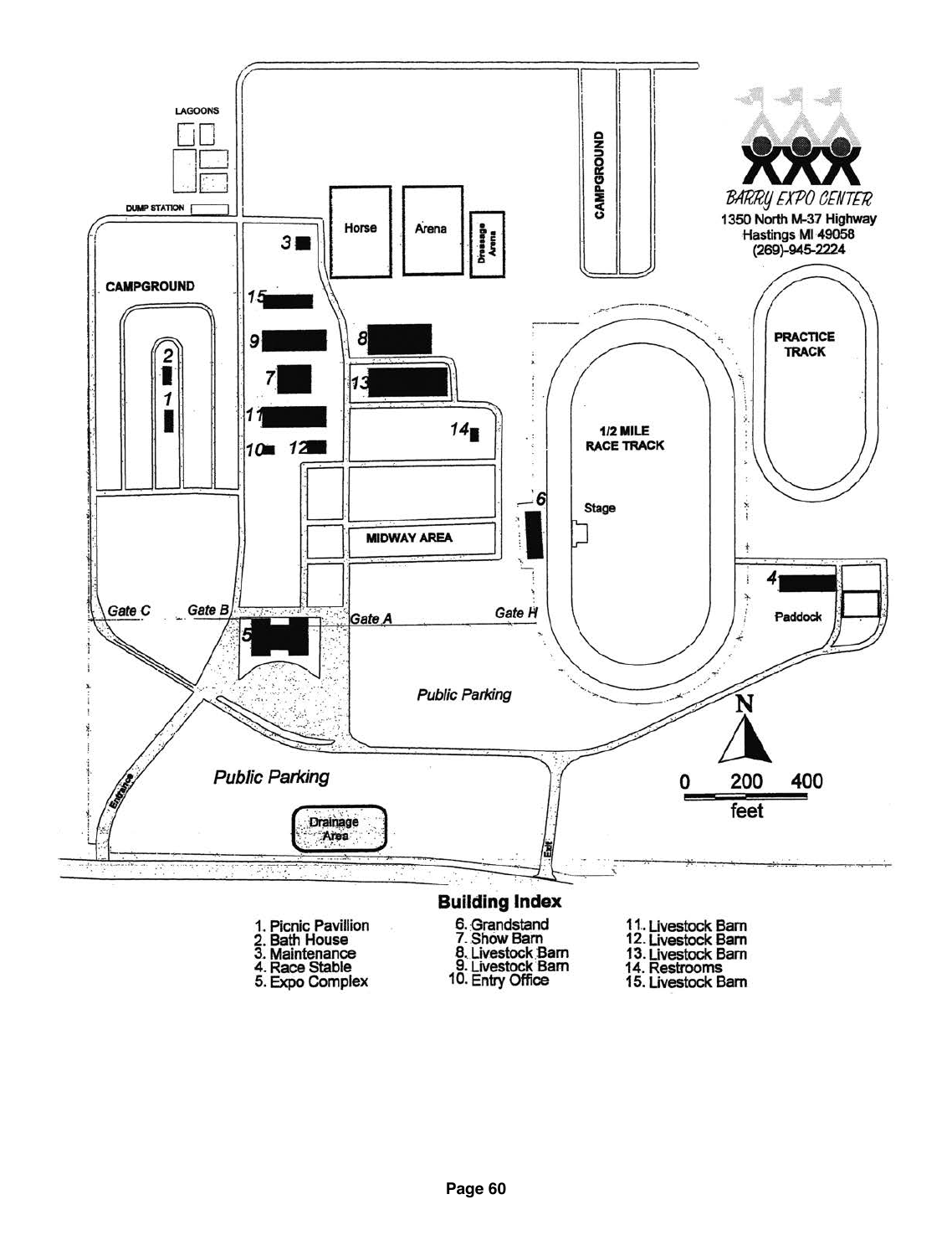BARRY EXPO CENTER
1350 North M-37 Highway
Hastings MI 49058
(269)-945-2224

LAGOONS

DUMP STATION

CAMPGROUND

Horse

Arena

Dressage Arena

CAMPGROUND

PRACTICE TRACK

1/2 MILE RACE TRACK

Stage

MIDWAY AREA

Gate C

Gate B

Gate A

Gate H

Paddock

Public Parking

Public Parking

Drainage Area

Entrance

Exit

N

0 200 400

feet

## Building Index

1. Picnic Pavillion
2. Bath House
3. Maintenance
4. Race Stable
5. Expo Complex
6. Grandstand
7. Show Barn
8. Livestock Barn
9. Livestock Barn
10. Entry Office
11. Livestock Barn
12. Livestock Barn
13. Livestock Barn
14. Restrooms
15. Livestock Barn